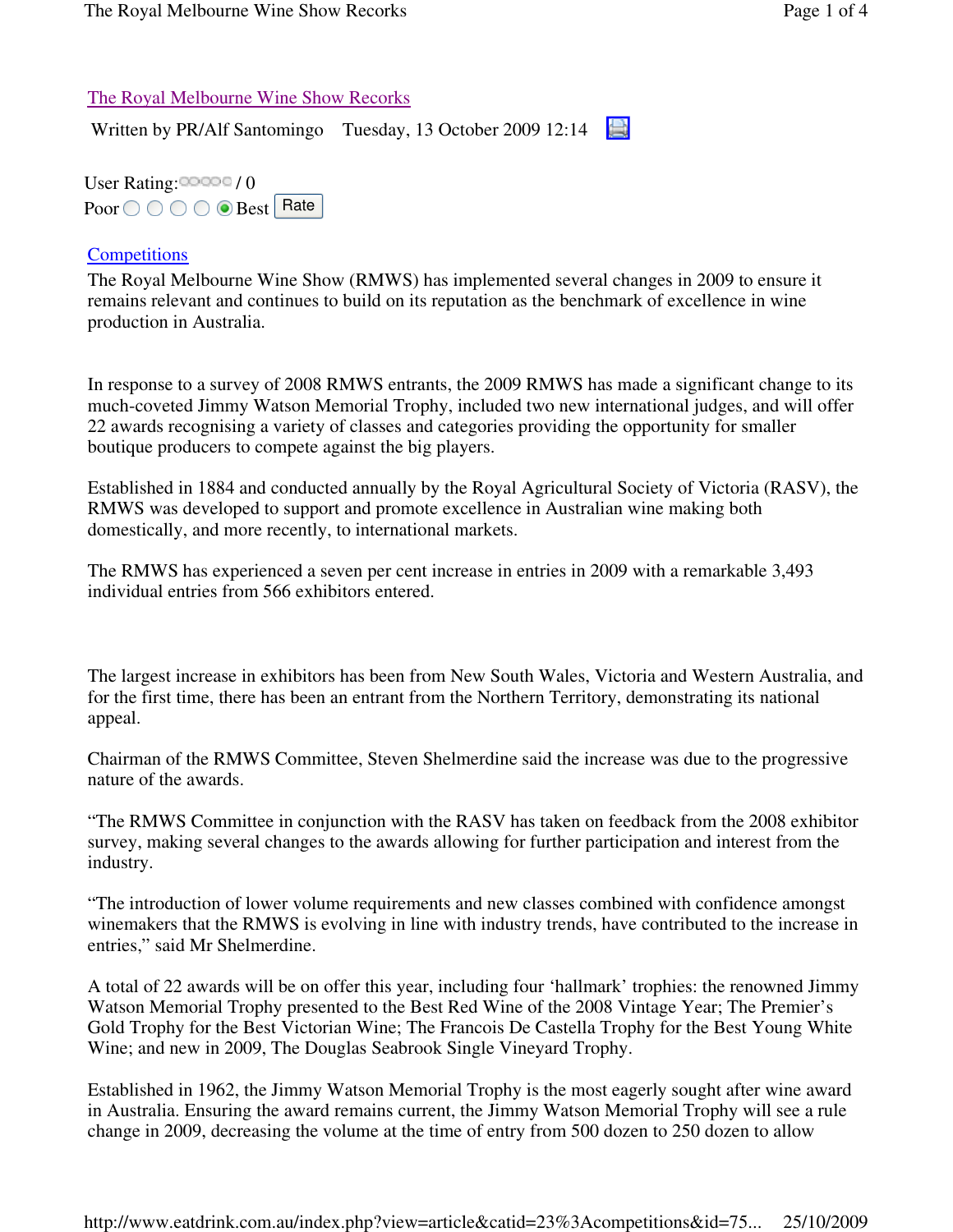# The Royal Melbourne Wine Show Recorks

Written by PR/Alf Santomingo Tuesday, 13 October 2009 12:14

User Rating: / 0

Poor Best Rate

Competitions

The Royal Melbourne Wine Show (RMWS) has implemented several changes in 2009 to ensure it remains relevant and continues to build on its reputation as the benchmark of excellence in wine production in Australia.

In response to a survey of 2008 RMWS entrants, the 2009 RMWS has made a significant change to its much-coveted Jimmy Watson Memorial Trophy, included two new international judges, and will offer 22 awards recognising a variety of classes and categories providing the opportunity for smaller boutique producers to compete against the big players.

Established in 1884 and conducted annually by the Royal Agricultural Society of Victoria (RASV), the RMWS was developed to support and promote excellence in Australian wine making both domestically, and more recently, to international markets.

The RMWS has experienced a seven per cent increase in entries in 2009 with a remarkable 3,493 individual entries from 566 exhibitors entered.

The largest increase in exhibitors has been from New South Wales, Victoria and Western Australia, and for the first time, there has been an entrant from the Northern Territory, demonstrating its national appeal.

Chairman of the RMWS Committee, Steven Shelmerdine said the increase was due to the progressive nature of the awards.

"The RMWS Committee in conjunction with the RASV has taken on feedback from the 2008 exhibitor survey, making several changes to the awards allowing for further participation and interest from the industry.

"The introduction of lower volume requirements and new classes combined with confidence amongst winemakers that the RMWS is evolving in line with industry trends, have contributed to the increase in entries," said Mr Shelmerdine.

A total of 22 awards will be on offer this year, including four 'hallmark' trophies: the renowned Jimmy Watson Memorial Trophy presented to the Best Red Wine of the 2008 Vintage Year; The Premier's Gold Trophy for the Best Victorian Wine; The Francois De Castella Trophy for the Best Young White Wine; and new in 2009, The Douglas Seabrook Single Vineyard Trophy.

Established in 1962, the Jimmy Watson Memorial Trophy is the most eagerly sought after wine award in Australia. Ensuring the award remains current, the Jimmy Watson Memorial Trophy will see a rule change in 2009, decreasing the volume at the time of entry from 500 dozen to 250 dozen to allow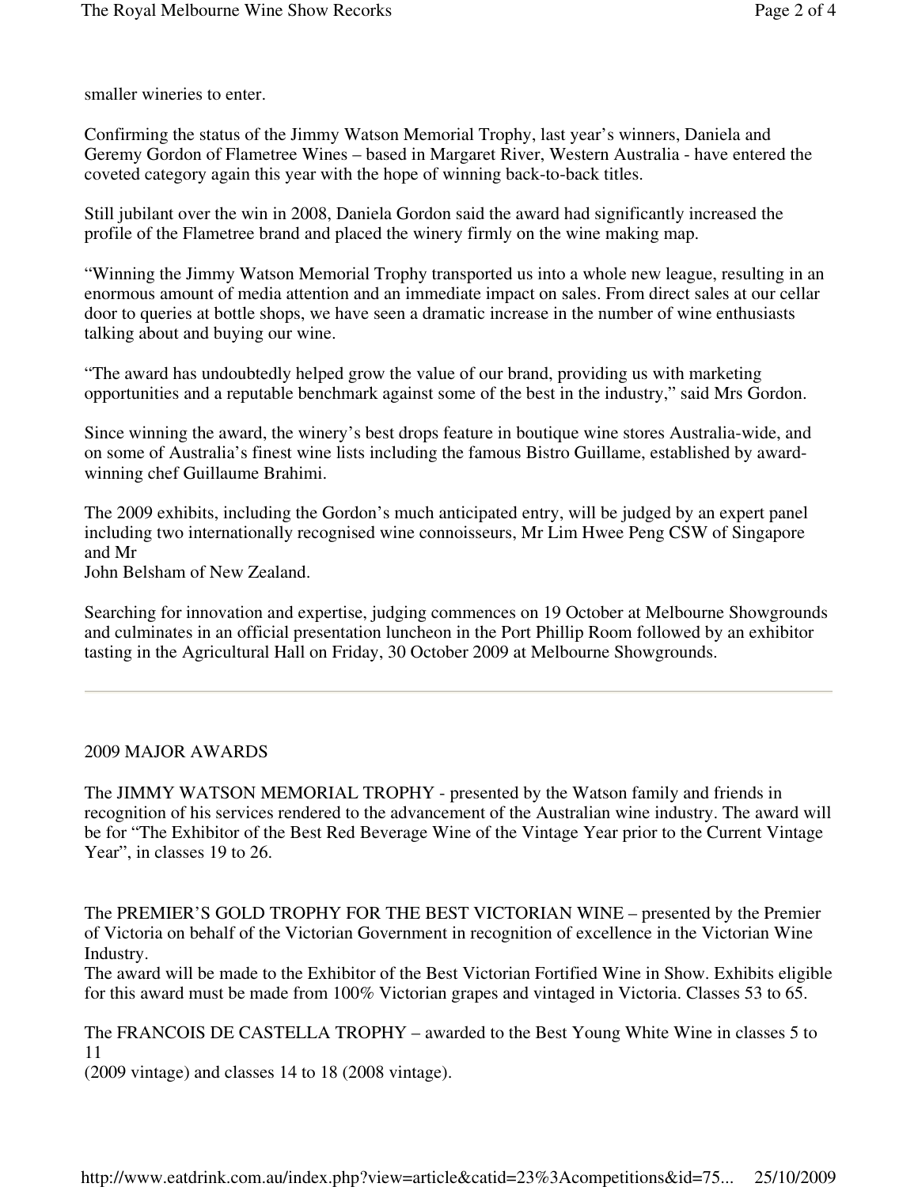smaller wineries to enter.

Confirming the status of the Jimmy Watson Memorial Trophy, last year's winners, Daniela and Geremy Gordon of Flametree Wines – based in Margaret River, Western Australia - have entered the coveted category again this year with the hope of winning back-to-back titles.

Still jubilant over the win in 2008, Daniela Gordon said the award had significantly increased the profile of the Flametree brand and placed the winery firmly on the wine making map.

"Winning the Jimmy Watson Memorial Trophy transported us into a whole new league, resulting in an enormous amount of media attention and an immediate impact on sales. From direct sales at our cellar door to queries at bottle shops, we have seen a dramatic increase in the number of wine enthusiasts talking about and buying our wine.

"The award has undoubtedly helped grow the value of our brand, providing us with marketing opportunities and a reputable benchmark against some of the best in the industry," said Mrs Gordon.

Since winning the award, the winery's best drops feature in boutique wine stores Australia-wide, and on some of Australia's finest wine lists including the famous Bistro Guillame, established by award-winning chef Guillaume Brahimi.

The 2009 exhibits, including the Gordon's much anticipated entry, will be judged by an expert panel including two internationally recognised wine connoisseurs, Mr Lim Hwee Peng CSW of Singapore and Mr
John Belsham of New Zealand.

Searching for innovation and expertise, judging commences on 19 October at Melbourne Showgrounds and culminates in an official presentation luncheon in the Port Phillip Room followed by an exhibitor tasting in the Agricultural Hall on Friday, 30 October 2009 at Melbourne Showgrounds.

---

2009 MAJOR AWARDS

The JIMMY WATSON MEMORIAL TROPHY - presented by the Watson family and friends in recognition of his services rendered to the advancement of the Australian wine industry. The award will be for "The Exhibitor of the Best Red Beverage Wine of the Vintage Year prior to the Current Vintage Year", in classes 19 to 26.

The PREMIER'S GOLD TROPHY FOR THE BEST VICTORIAN WINE – presented by the Premier of Victoria on behalf of the Victorian Government in recognition of excellence in the Victorian Wine Industry.
The award will be made to the Exhibitor of the Best Victorian Fortified Wine in Show. Exhibits eligible for this award must be made from 100% Victorian grapes and vintaged in Victoria. Classes 53 to 65.

The FRANCOIS DE CASTELLA TROPHY – awarded to the Best Young White Wine in classes 5 to 11
(2009 vintage) and classes 14 to 18 (2008 vintage).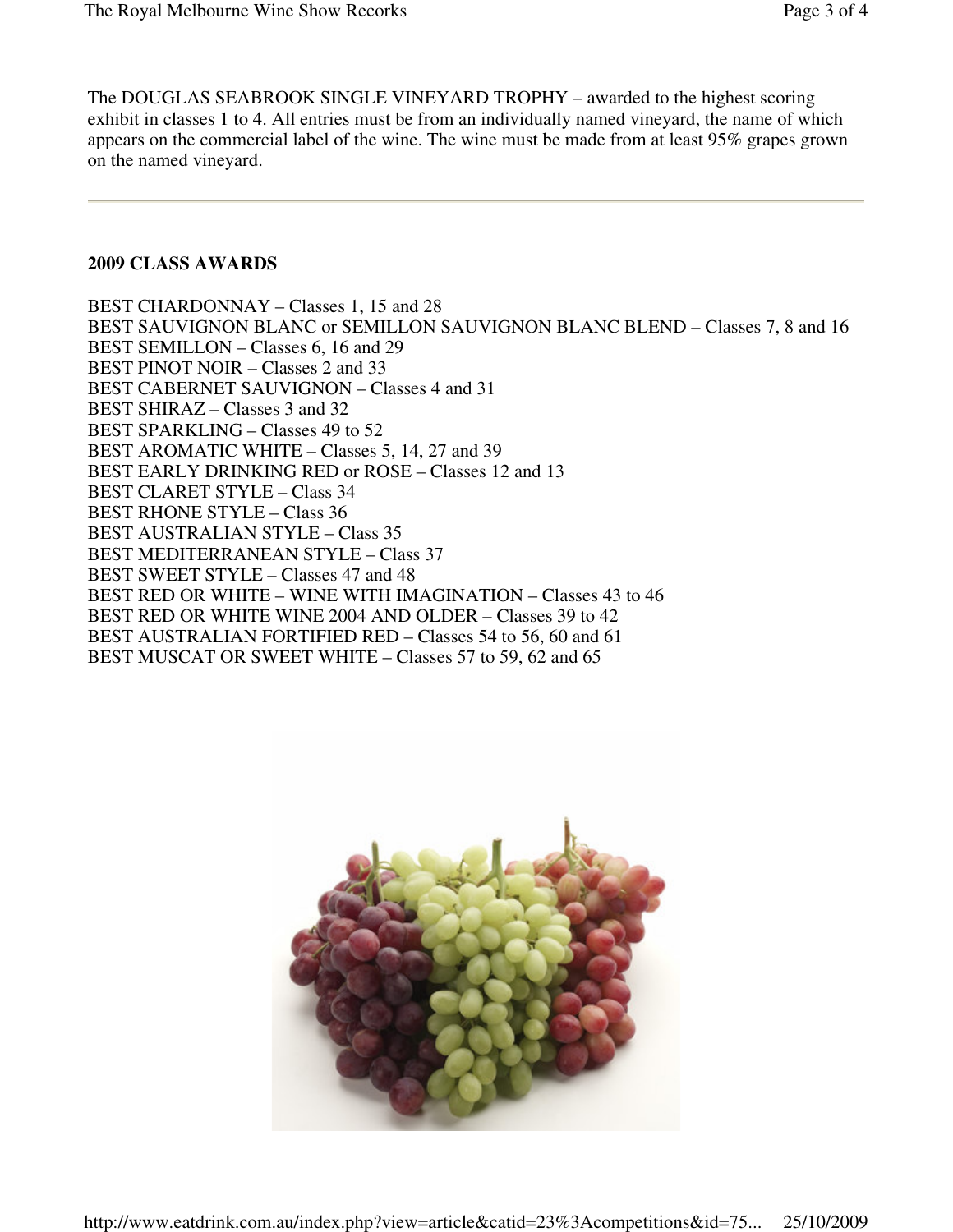The DOUGLAS SEABROOK SINGLE VINEYARD TROPHY – awarded to the highest scoring exhibit in classes 1 to 4. All entries must be from an individually named vineyard, the name of which appears on the commercial label of the wine. The wine must be made from at least 95% grapes grown on the named vineyard.

---

**2009 CLASS AWARDS**

BEST CHARDONNAY – Classes 1, 15 and 28
BEST SAUVIGNON BLANC or SEMILLON SAUVIGNON BLANC BLEND – Classes 7, 8 and 16
BEST SEMILLON – Classes 6, 16 and 29
BEST PINOT NOIR – Classes 2 and 33
BEST CABERNET SAUVIGNON – Classes 4 and 31
BEST SHIRAZ – Classes 3 and 32
BEST SPARKLING – Classes 49 to 52
BEST AROMATIC WHITE – Classes 5, 14, 27 and 39
BEST EARLY DRINKING RED or ROSE – Classes 12 and 13
BEST CLARET STYLE – Class 34
BEST RHONE STYLE – Class 36
BEST AUSTRALIAN STYLE – Class 35
BEST MEDITERRANEAN STYLE – Class 37
BEST SWEET STYLE – Classes 47 and 48
BEST RED OR WHITE – WINE WITH IMAGINATION – Classes 43 to 46
BEST RED OR WHITE WINE 2004 AND OLDER – Classes 39 to 42
BEST AUSTRALIAN FORTIFIED RED – Classes 54 to 56, 60 and 61
BEST MUSCAT OR SWEET WHITE – Classes 57 to 59, 62 and 65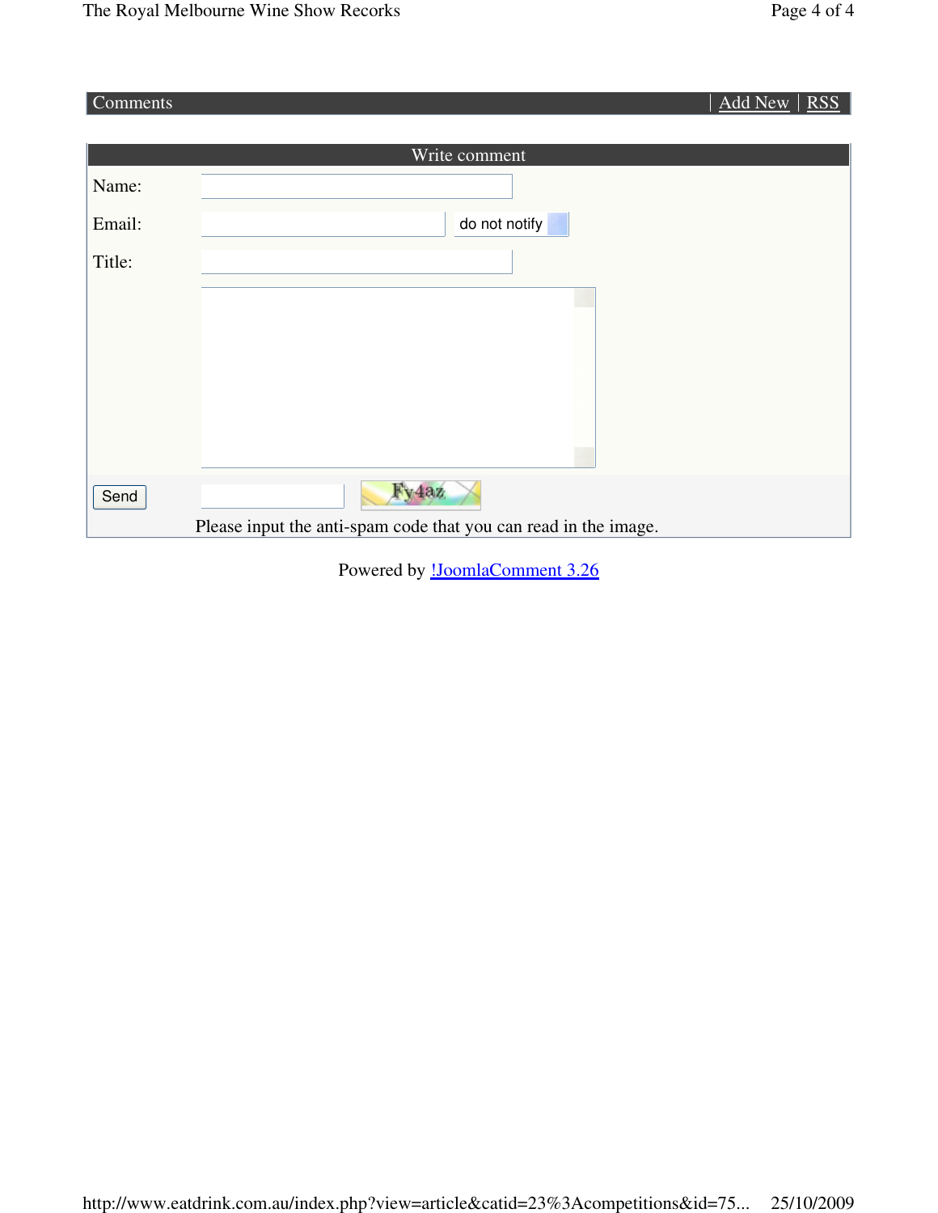Comments | Add New | RSS

Write comment

Name:

Email: do not notify

Title:

Send

Please input the anti-spam code that you can read in the image.

Powered by !JoomlaComment 3.26